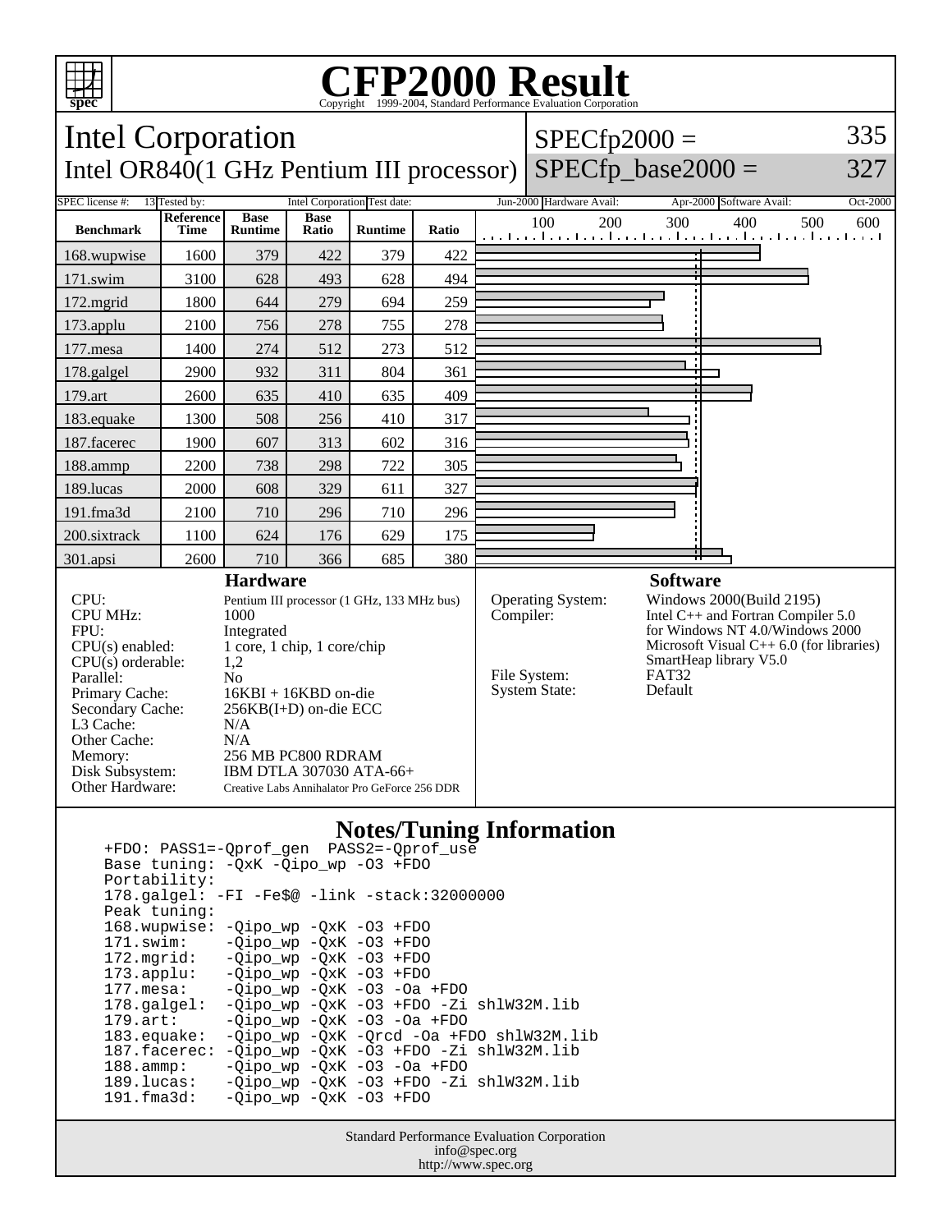# CFP2000 Result

Copyright 1999-2004, Standard Performance Evaluation Corporation

## Intel Corporation

Intel OR840(1 GHz Pentium III processor)

SPECfp2000 = 335

SPECfp_base2000 = 327

SPEC license #: 13 | Tested by: Intel Corporation | Test date: Jun-2000 | Hardware Avail: Apr-2000 | Software Avail: Oct-2000

| Benchmark | Reference Time | Base Runtime | Base Ratio | Runtime | Ratio |
|---|---|---|---|---|---|
| 168.wupwise | 1600 | 379 | 422 | 379 | 422 |
| 171.swim | 3100 | 628 | 493 | 628 | 494 |
| 172.mgrid | 1800 | 644 | 279 | 694 | 259 |
| 173.applu | 2100 | 756 | 278 | 755 | 278 |
| 177.mesa | 1400 | 274 | 512 | 273 | 512 |
| 178.galgel | 2900 | 932 | 311 | 804 | 361 |
| 179.art | 2600 | 635 | 410 | 635 | 409 |
| 183.equake | 1300 | 508 | 256 | 410 | 317 |
| 187.facerec | 1900 | 607 | 313 | 602 | 316 |
| 188.ammp | 2200 | 738 | 298 | 722 | 305 |
| 189.lucas | 2000 | 608 | 329 | 611 | 327 |
| 191.fma3d | 2100 | 710 | 296 | 710 | 296 |
| 200.sixtrack | 1100 | 624 | 176 | 629 | 175 |
| 301.apsi | 2600 | 710 | 366 | 685 | 380 |

### Hardware

- CPU: Pentium III processor (1 GHz, 133 MHz bus)
- CPU MHz: 1000
- FPU: Integrated
- CPU(s) enabled: 1 core, 1 chip, 1 core/chip
- CPU(s) orderable: 1,2
- Parallel: No
- Primary Cache: 16KBI + 16KBD on-die
- Secondary Cache: 256KB(I+D) on-die ECC
- L3 Cache: N/A
- Other Cache: N/A
- Memory: 256 MB PC800 RDRAM
- Disk Subsystem: IBM DTLA 307030 ATA-66+
- Other Hardware: Creative Labs Annihalator Pro GeForce 256 DDR

### Software

- Operating System: Windows 2000(Build 2195)
- Compiler: Intel C++ and Fortran Compiler 5.0 for Windows NT 4.0/Windows 2000; Microsoft Visual C++ 6.0 (for libraries); SmartHeap library V5.0
- File System: FAT32
- System State: Default

### Notes/Tuning Information

```
+FDO: PASS1=-Qprof_gen  PASS2=-Qprof_use
Base tuning: -QxK -Qipo_wp -O3 +FDO
Portability:
178.galgel: -FI -Fe$@ -link -stack:32000000
Peak tuning:
168.wupwise: -Qipo_wp -QxK -O3 +FDO
171.swim:    -Qipo_wp -QxK -O3 +FDO
172.mgrid:   -Qipo_wp -QxK -O3 +FDO
173.applu:   -Qipo_wp -QxK -O3 +FDO
177.mesa:    -Qipo_wp -QxK -O3 -Oa +FDO
178.galgel:  -Qipo_wp -QxK -O3 +FDO -Zi shlW32M.lib
179.art:     -Qipo_wp -QxK -O3 -Oa +FDO
183.equake:  -Qipo_wp -QxK -Qrcd -Oa +FDO shlW32M.lib
187.facerec: -Qipo_wp -QxK -O3 +FDO -Zi shlW32M.lib
188.ammp:    -Qipo_wp -QxK -O3 -Oa +FDO
189.lucas:   -Qipo_wp -QxK -O3 +FDO -Zi shlW32M.lib
191.fma3d:   -Qipo_wp -QxK -O3 +FDO
```

Standard Performance Evaluation Corporation
info@spec.org
http://www.spec.org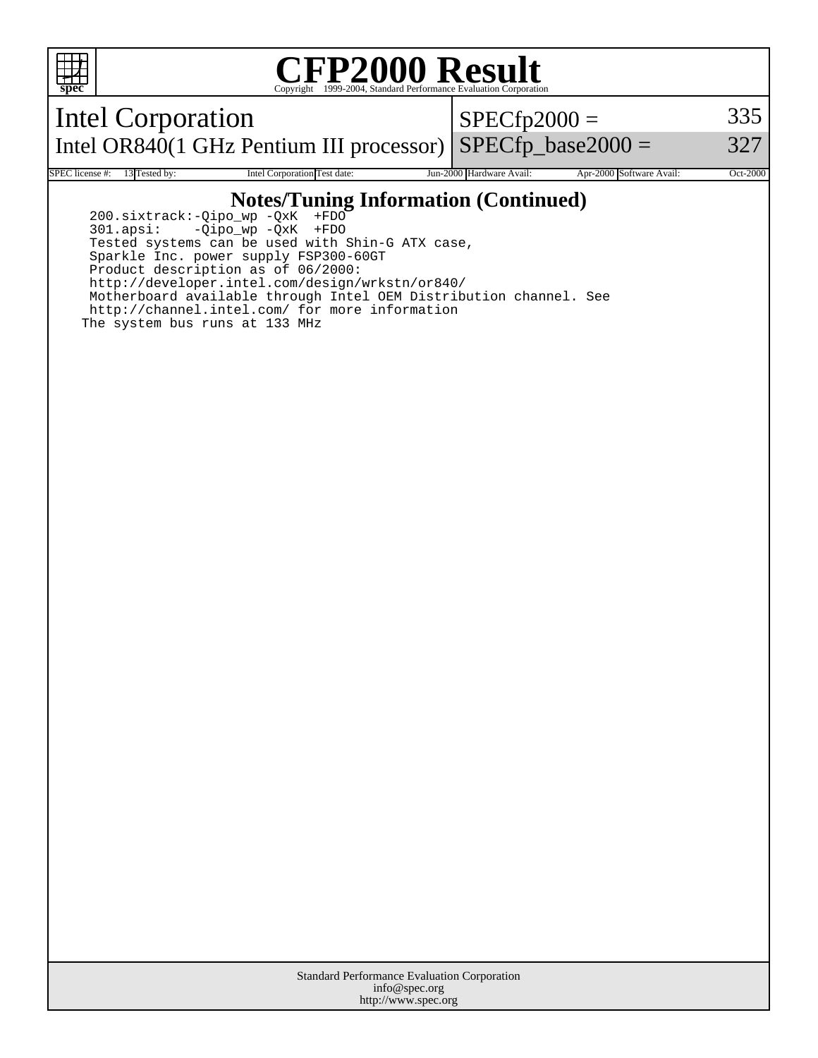# CFP2000 Result

Copyright 1999-2004, Standard Performance Evaluation Corporation

Intel Corporation

Intel OR840(1 GHz Pentium III processor)

SPECfp2000 = 335

SPECfp_base2000 = 327

| SPEC license #: | 13 | Tested by: | Intel Corporation | Test date: | Jun-2000 | Hardware Avail: | Apr-2000 | Software Avail: | Oct-2000 |
|---|---|---|---|---|---|---|---|---|---|

## Notes/Tuning Information (Continued)

```
    200.sixtrack:-Qipo_wp -QxK  +FDO
    301.apsi:    -Qipo_wp -QxK  +FDO
    Tested systems can be used with Shin-G ATX case,
    Sparkle Inc. power supply FSP300-60GT
    Product description as of 06/2000:
    http://developer.intel.com/design/wrkstn/or840/
    Motherboard available through Intel OEM Distribution channel. See
    http://channel.intel.com/ for more information
   The system bus runs at 133 MHz
```

Standard Performance Evaluation Corporation
info@spec.org
http://www.spec.org